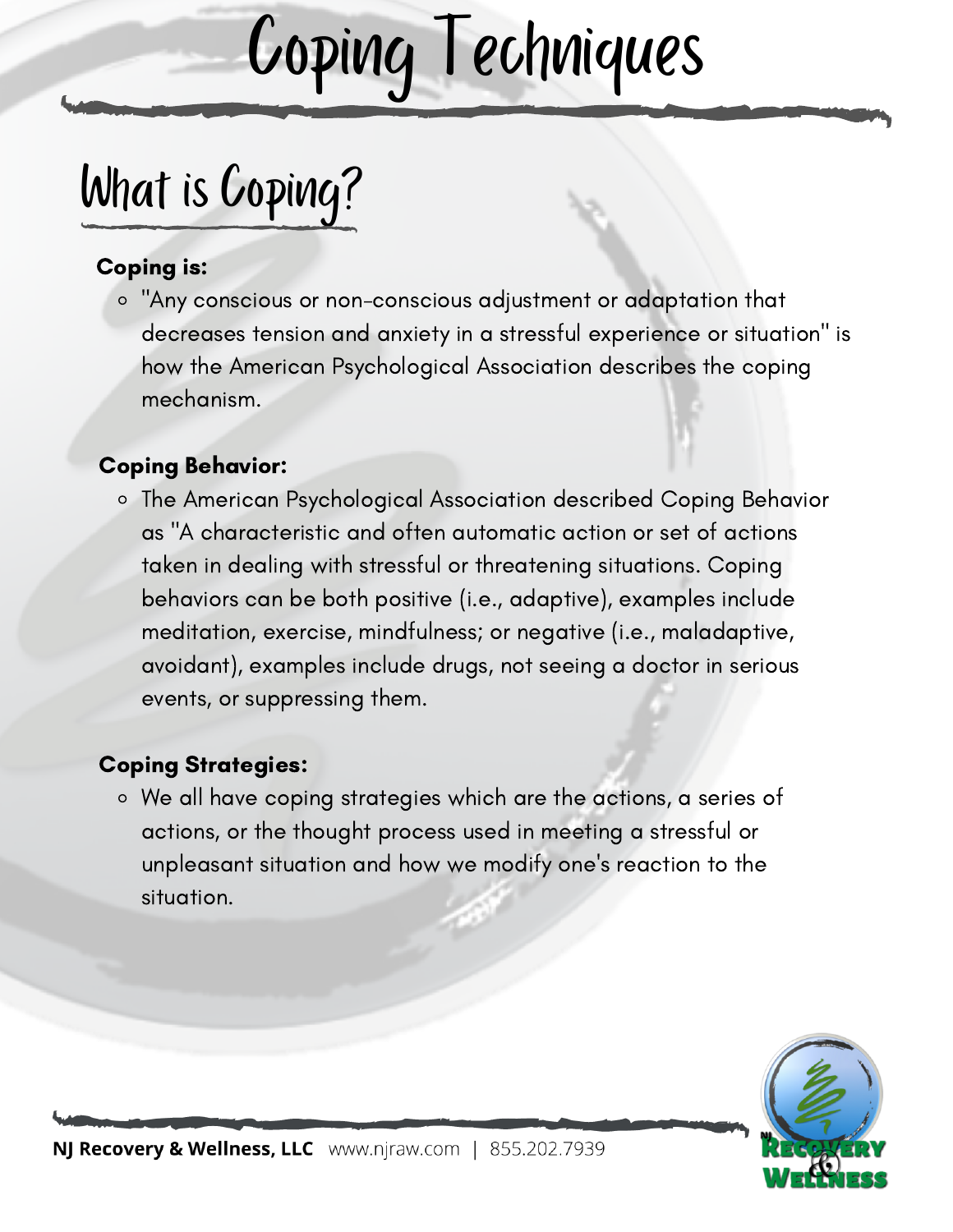# Coping Techniques

## What is Coping?

**Coping is:**

- "Any conscious or non-conscious adjustment or adaptation that decreases tension and anxiety in a stressful experience or situation" is how the American Psychological Association describes the coping mechanism.

**Coping Behavior:**

- The American Psychological Association described Coping Behavior as "A characteristic and often automatic action or set of actions taken in dealing with stressful or threatening situations. Coping behaviors can be both positive (i.e., adaptive), examples include meditation, exercise, mindfulness; or negative (i.e., maladaptive, avoidant), examples include drugs, not seeing a doctor in serious events, or suppressing them.

**Coping Strategies:**

- We all have coping strategies which are the actions, a series of actions, or the thought process used in meeting a stressful or unpleasant situation and how we modify one's reaction to the situation.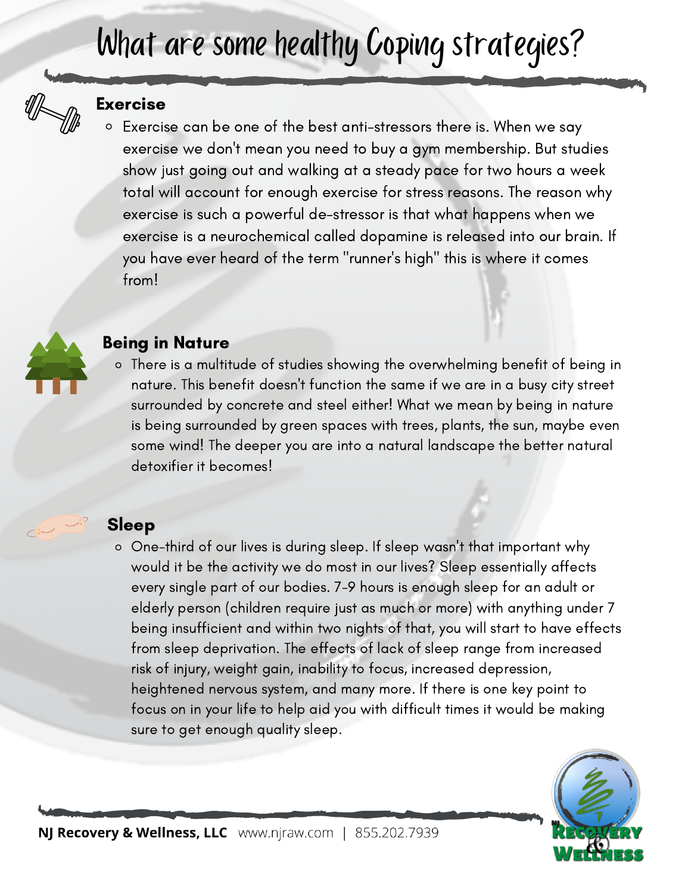# What are some healthy Coping strategies?

## Exercise

- Exercise can be one of the best anti-stressors there is. When we say exercise we don't mean you need to buy a gym membership. But studies show just going out and walking at a steady pace for two hours a week total will account for enough exercise for stress reasons. The reason why exercise is such a powerful de-stressor is that what happens when we exercise is a neurochemical called dopamine is released into our brain. If you have ever heard of the term "runner's high" this is where it comes from!

## Being in Nature

- There is a multitude of studies showing the overwhelming benefit of being in nature. This benefit doesn't function the same if we are in a busy city street surrounded by concrete and steel either! What we mean by being in nature is being surrounded by green spaces with trees, plants, the sun, maybe even some wind! The deeper you are into a natural landscape the better natural detoxifier it becomes!

## Sleep

- One-third of our lives is during sleep. If sleep wasn't that important why would it be the activity we do most in our lives? Sleep essentially affects every single part of our bodies. 7-9 hours is enough sleep for an adult or elderly person (children require just as much or more) with anything under 7 being insufficient and within two nights of that, you will start to have effects from sleep deprivation. The effects of lack of sleep range from increased risk of injury, weight gain, inability to focus, increased depression, heightened nervous system, and many more. If there is one key point to focus on in your life to help aid you with difficult times it would be making sure to get enough quality sleep.

**NJ Recovery & Wellness, LLC** www.njraw.com | 855.202.7939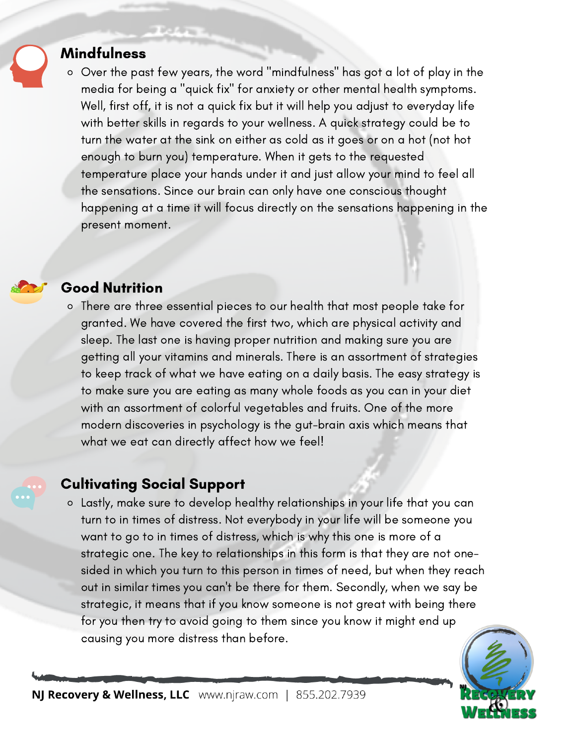## Mindfulness

- Over the past few years, the word "mindfulness" has got a lot of play in the media for being a "quick fix" for anxiety or other mental health symptoms. Well, first off, it is not a quick fix but it will help you adjust to everyday life with better skills in regards to your wellness. A quick strategy could be to turn the water at the sink on either as cold as it goes or on a hot (not hot enough to burn you) temperature. When it gets to the requested temperature place your hands under it and just allow your mind to feel all the sensations. Since our brain can only have one conscious thought happening at a time it will focus directly on the sensations happening in the present moment.

## Good Nutrition

- There are three essential pieces to our health that most people take for granted. We have covered the first two, which are physical activity and sleep. The last one is having proper nutrition and making sure you are getting all your vitamins and minerals. There is an assortment of strategies to keep track of what we have eating on a daily basis. The easy strategy is to make sure you are eating as many whole foods as you can in your diet with an assortment of colorful vegetables and fruits. One of the more modern discoveries in psychology is the gut-brain axis which means that what we eat can directly affect how we feel!

## Cultivating Social Support

- Lastly, make sure to develop healthy relationships in your life that you can turn to in times of distress. Not everybody in your life will be someone you want to go to in times of distress, which is why this one is more of a strategic one. The key to relationships in this form is that they are not one-sided in which you turn to this person in times of need, but when they reach out in similar times you can't be there for them. Secondly, when we say be strategic, it means that if you know someone is not great with being there for you then try to avoid going to them since you know it might end up causing you more distress than before.

**NJ Recovery & Wellness, LLC** www.njraw.com | 855.202.7939